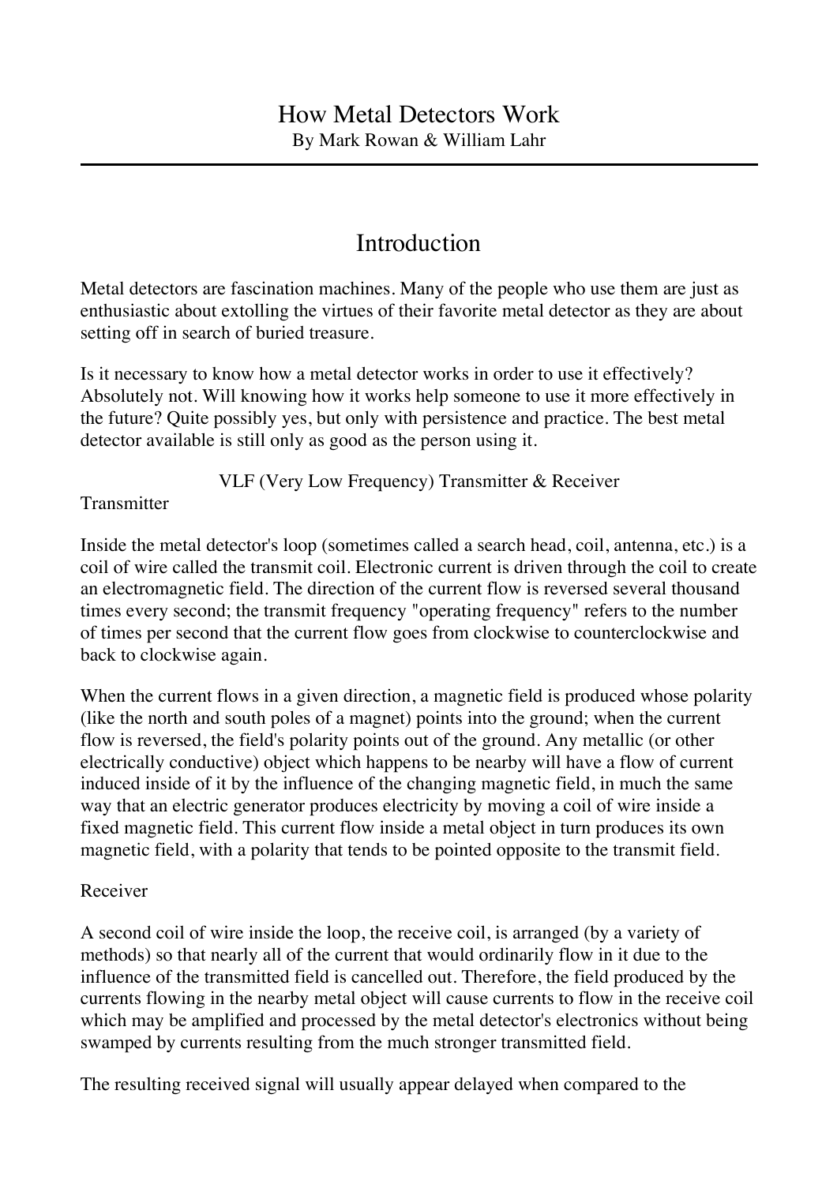# How Metal Detectors Work

By Mark Rowan & William Lahr

---

## Introduction

Metal detectors are fascination machines. Many of the people who use them are just as enthusiastic about extolling the virtues of their favorite metal detector as they are about setting off in search of buried treasure.

Is it necessary to know how a metal detector works in order to use it effectively? Absolutely not. Will knowing how it works help someone to use it more effectively in the future? Quite possibly yes, but only with persistence and practice. The best metal detector available is still only as good as the person using it.

### VLF (Very Low Frequency) Transmitter & Receiver

#### Transmitter

Inside the metal detector's loop (sometimes called a search head, coil, antenna, etc.) is a coil of wire called the transmit coil. Electronic current is driven through the coil to create an electromagnetic field. The direction of the current flow is reversed several thousand times every second; the transmit frequency "operating frequency" refers to the number of times per second that the current flow goes from clockwise to counterclockwise and back to clockwise again.

When the current flows in a given direction, a magnetic field is produced whose polarity (like the north and south poles of a magnet) points into the ground; when the current flow is reversed, the field's polarity points out of the ground. Any metallic (or other electrically conductive) object which happens to be nearby will have a flow of current induced inside of it by the influence of the changing magnetic field, in much the same way that an electric generator produces electricity by moving a coil of wire inside a fixed magnetic field. This current flow inside a metal object in turn produces its own magnetic field, with a polarity that tends to be pointed opposite to the transmit field.

#### Receiver

A second coil of wire inside the loop, the receive coil, is arranged (by a variety of methods) so that nearly all of the current that would ordinarily flow in it due to the influence of the transmitted field is cancelled out. Therefore, the field produced by the currents flowing in the nearby metal object will cause currents to flow in the receive coil which may be amplified and processed by the metal detector's electronics without being swamped by currents resulting from the much stronger transmitted field.

The resulting received signal will usually appear delayed when compared to the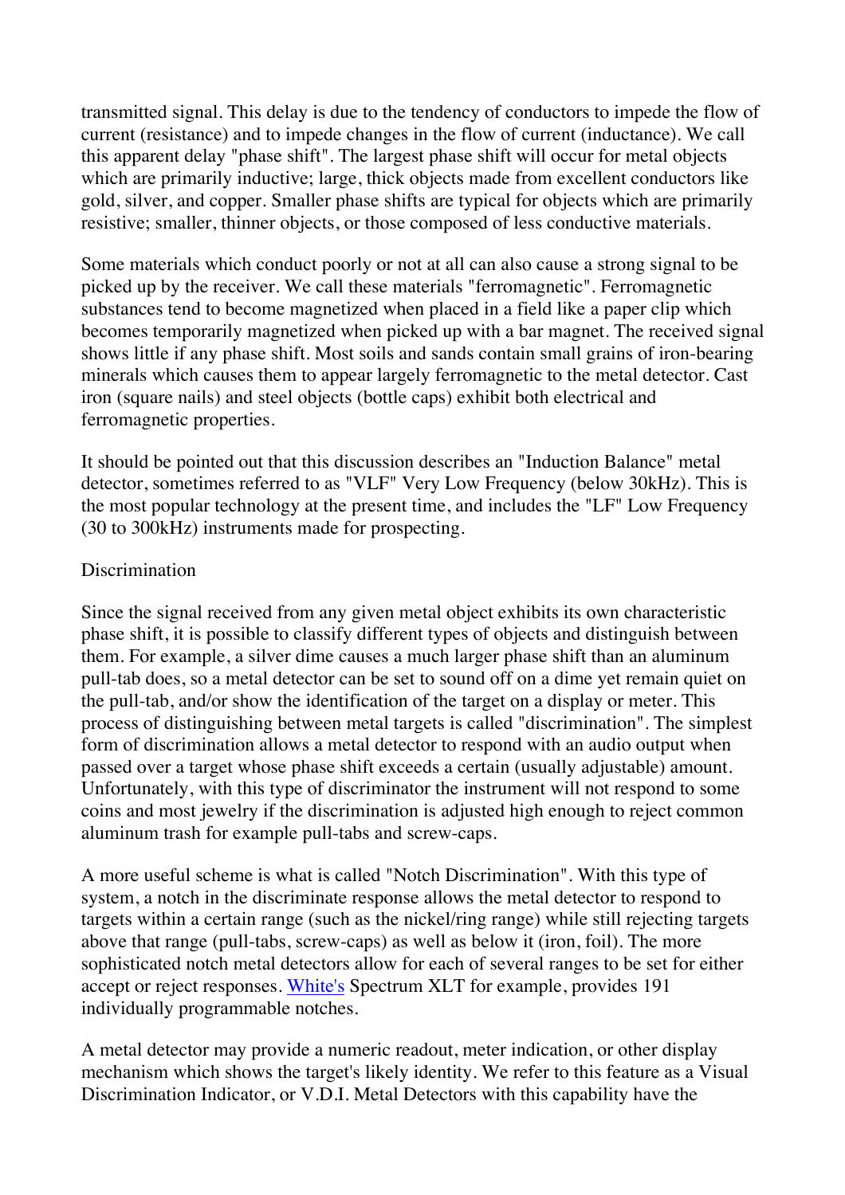transmitted signal. This delay is due to the tendency of conductors to impede the flow of current (resistance) and to impede changes in the flow of current (inductance). We call this apparent delay "phase shift". The largest phase shift will occur for metal objects which are primarily inductive; large, thick objects made from excellent conductors like gold, silver, and copper. Smaller phase shifts are typical for objects which are primarily resistive; smaller, thinner objects, or those composed of less conductive materials.

Some materials which conduct poorly or not at all can also cause a strong signal to be picked up by the receiver. We call these materials "ferromagnetic". Ferromagnetic substances tend to become magnetized when placed in a field like a paper clip which becomes temporarily magnetized when picked up with a bar magnet. The received signal shows little if any phase shift. Most soils and sands contain small grains of iron-bearing minerals which causes them to appear largely ferromagnetic to the metal detector. Cast iron (square nails) and steel objects (bottle caps) exhibit both electrical and ferromagnetic properties.

It should be pointed out that this discussion describes an "Induction Balance" metal detector, sometimes referred to as "VLF" Very Low Frequency (below 30kHz). This is the most popular technology at the present time, and includes the "LF" Low Frequency (30 to 300kHz) instruments made for prospecting.

Discrimination

Since the signal received from any given metal object exhibits its own characteristic phase shift, it is possible to classify different types of objects and distinguish between them. For example, a silver dime causes a much larger phase shift than an aluminum pull-tab does, so a metal detector can be set to sound off on a dime yet remain quiet on the pull-tab, and/or show the identification of the target on a display or meter. This process of distinguishing between metal targets is called "discrimination". The simplest form of discrimination allows a metal detector to respond with an audio output when passed over a target whose phase shift exceeds a certain (usually adjustable) amount. Unfortunately, with this type of discriminator the instrument will not respond to some coins and most jewelry if the discrimination is adjusted high enough to reject common aluminum trash for example pull-tabs and screw-caps.

A more useful scheme is what is called "Notch Discrimination". With this type of system, a notch in the discriminate response allows the metal detector to respond to targets within a certain range (such as the nickel/ring range) while still rejecting targets above that range (pull-tabs, screw-caps) as well as below it (iron, foil). The more sophisticated notch metal detectors allow for each of several ranges to be set for either accept or reject responses. White's Spectrum XLT for example, provides 191 individually programmable notches.

A metal detector may provide a numeric readout, meter indication, or other display mechanism which shows the target's likely identity. We refer to this feature as a Visual Discrimination Indicator, or V.D.I. Metal Detectors with this capability have the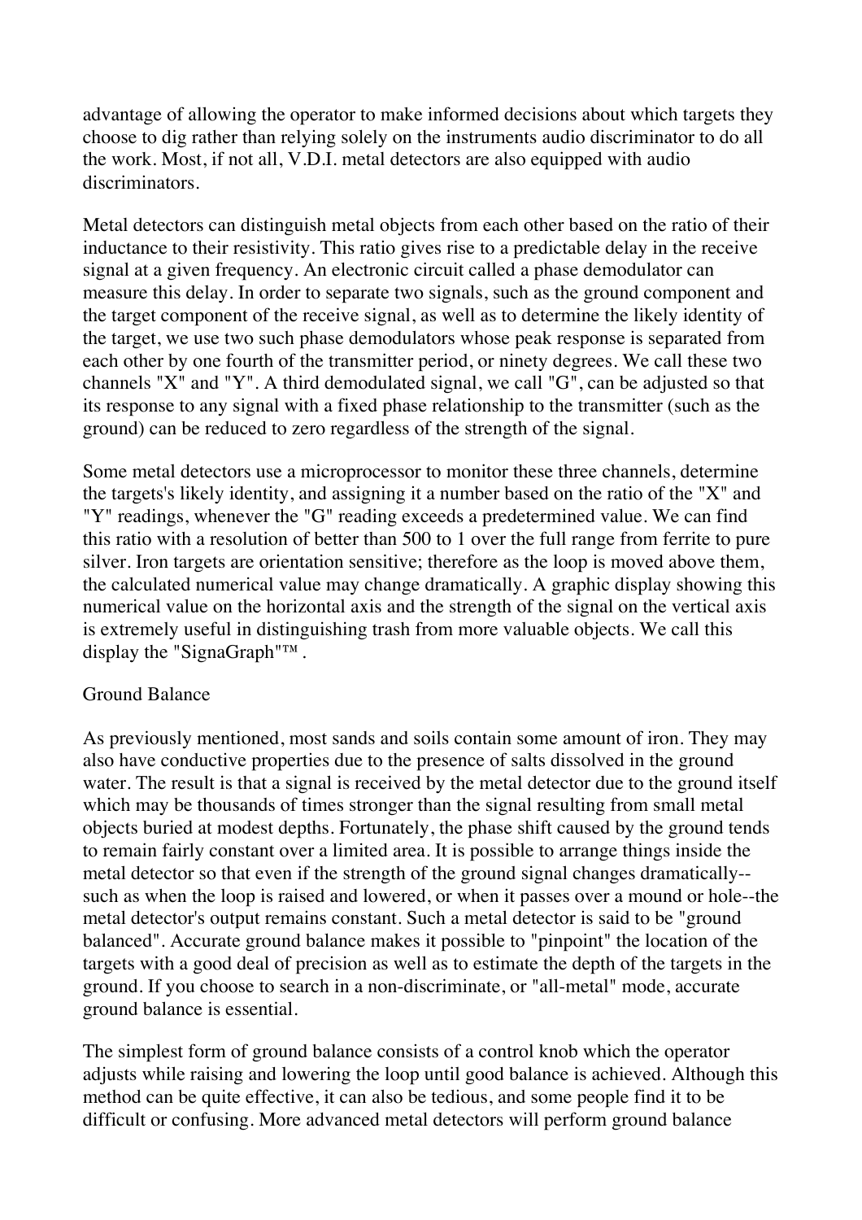advantage of allowing the operator to make informed decisions about which targets they choose to dig rather than relying solely on the instruments audio discriminator to do all the work. Most, if not all, V.D.I. metal detectors are also equipped with audio discriminators.

Metal detectors can distinguish metal objects from each other based on the ratio of their inductance to their resistivity. This ratio gives rise to a predictable delay in the receive signal at a given frequency. An electronic circuit called a phase demodulator can measure this delay. In order to separate two signals, such as the ground component and the target component of the receive signal, as well as to determine the likely identity of the target, we use two such phase demodulators whose peak response is separated from each other by one fourth of the transmitter period, or ninety degrees. We call these two channels "X" and "Y". A third demodulated signal, we call "G", can be adjusted so that its response to any signal with a fixed phase relationship to the transmitter (such as the ground) can be reduced to zero regardless of the strength of the signal.

Some metal detectors use a microprocessor to monitor these three channels, determine the targets's likely identity, and assigning it a number based on the ratio of the "X" and "Y" readings, whenever the "G" reading exceeds a predetermined value. We can find this ratio with a resolution of better than 500 to 1 over the full range from ferrite to pure silver. Iron targets are orientation sensitive; therefore as the loop is moved above them, the calculated numerical value may change dramatically. A graphic display showing this numerical value on the horizontal axis and the strength of the signal on the vertical axis is extremely useful in distinguishing trash from more valuable objects. We call this display the "SignaGraph"™ .

## Ground Balance

As previously mentioned, most sands and soils contain some amount of iron. They may also have conductive properties due to the presence of salts dissolved in the ground water. The result is that a signal is received by the metal detector due to the ground itself which may be thousands of times stronger than the signal resulting from small metal objects buried at modest depths. Fortunately, the phase shift caused by the ground tends to remain fairly constant over a limited area. It is possible to arrange things inside the metal detector so that even if the strength of the ground signal changes dramatically--such as when the loop is raised and lowered, or when it passes over a mound or hole--the metal detector's output remains constant. Such a metal detector is said to be "ground balanced". Accurate ground balance makes it possible to "pinpoint" the location of the targets with a good deal of precision as well as to estimate the depth of the targets in the ground. If you choose to search in a non-discriminate, or "all-metal" mode, accurate ground balance is essential.

The simplest form of ground balance consists of a control knob which the operator adjusts while raising and lowering the loop until good balance is achieved. Although this method can be quite effective, it can also be tedious, and some people find it to be difficult or confusing. More advanced metal detectors will perform ground balance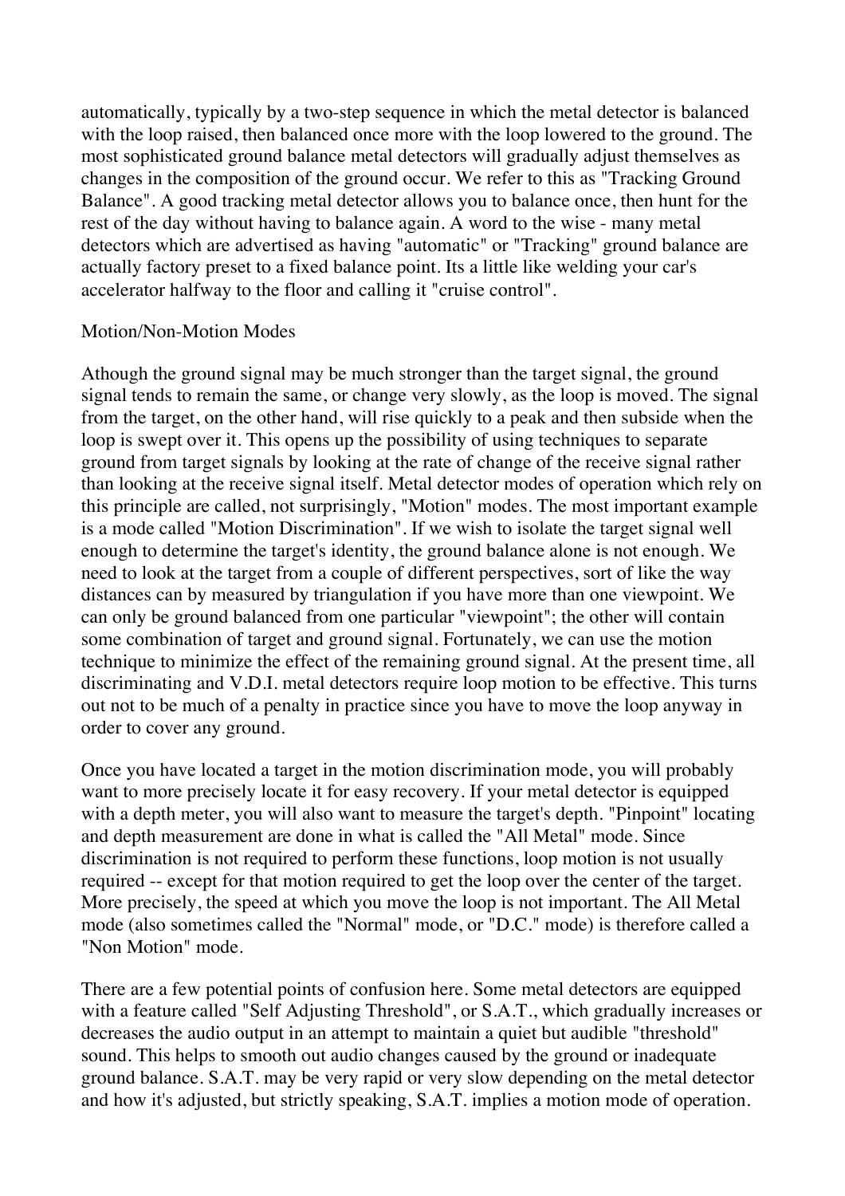automatically, typically by a two-step sequence in which the metal detector is balanced with the loop raised, then balanced once more with the loop lowered to the ground. The most sophisticated ground balance metal detectors will gradually adjust themselves as changes in the composition of the ground occur. We refer to this as "Tracking Ground Balance". A good tracking metal detector allows you to balance once, then hunt for the rest of the day without having to balance again. A word to the wise - many metal detectors which are advertised as having "automatic" or "Tracking" ground balance are actually factory preset to a fixed balance point. Its a little like welding your car's accelerator halfway to the floor and calling it "cruise control".

## Motion/Non-Motion Modes

Athough the ground signal may be much stronger than the target signal, the ground signal tends to remain the same, or change very slowly, as the loop is moved. The signal from the target, on the other hand, will rise quickly to a peak and then subside when the loop is swept over it. This opens up the possibility of using techniques to separate ground from target signals by looking at the rate of change of the receive signal rather than looking at the receive signal itself. Metal detector modes of operation which rely on this principle are called, not surprisingly, "Motion" modes. The most important example is a mode called "Motion Discrimination". If we wish to isolate the target signal well enough to determine the target's identity, the ground balance alone is not enough. We need to look at the target from a couple of different perspectives, sort of like the way distances can by measured by triangulation if you have more than one viewpoint. We can only be ground balanced from one particular "viewpoint"; the other will contain some combination of target and ground signal. Fortunately, we can use the motion technique to minimize the effect of the remaining ground signal. At the present time, all discriminating and V.D.I. metal detectors require loop motion to be effective. This turns out not to be much of a penalty in practice since you have to move the loop anyway in order to cover any ground.

Once you have located a target in the motion discrimination mode, you will probably want to more precisely locate it for easy recovery. If your metal detector is equipped with a depth meter, you will also want to measure the target's depth. "Pinpoint" locating and depth measurement are done in what is called the "All Metal" mode. Since discrimination is not required to perform these functions, loop motion is not usually required -- except for that motion required to get the loop over the center of the target. More precisely, the speed at which you move the loop is not important. The All Metal mode (also sometimes called the "Normal" mode, or "D.C." mode) is therefore called a "Non Motion" mode.

There are a few potential points of confusion here. Some metal detectors are equipped with a feature called "Self Adjusting Threshold", or S.A.T., which gradually increases or decreases the audio output in an attempt to maintain a quiet but audible "threshold" sound. This helps to smooth out audio changes caused by the ground or inadequate ground balance. S.A.T. may be very rapid or very slow depending on the metal detector and how it's adjusted, but strictly speaking, S.A.T. implies a motion mode of operation.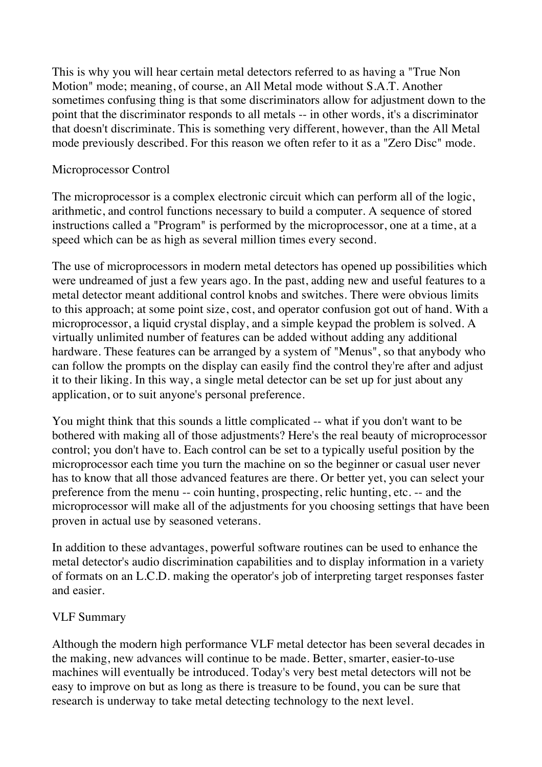This is why you will hear certain metal detectors referred to as having a "True Non Motion" mode; meaning, of course, an All Metal mode without S.A.T. Another sometimes confusing thing is that some discriminators allow for adjustment down to the point that the discriminator responds to all metals -- in other words, it's a discriminator that doesn't discriminate. This is something very different, however, than the All Metal mode previously described. For this reason we often refer to it as a "Zero Disc" mode.

## Microprocessor Control

The microprocessor is a complex electronic circuit which can perform all of the logic, arithmetic, and control functions necessary to build a computer. A sequence of stored instructions called a "Program" is performed by the microprocessor, one at a time, at a speed which can be as high as several million times every second.

The use of microprocessors in modern metal detectors has opened up possibilities which were undreamed of just a few years ago. In the past, adding new and useful features to a metal detector meant additional control knobs and switches. There were obvious limits to this approach; at some point size, cost, and operator confusion got out of hand. With a microprocessor, a liquid crystal display, and a simple keypad the problem is solved. A virtually unlimited number of features can be added without adding any additional hardware. These features can be arranged by a system of "Menus", so that anybody who can follow the prompts on the display can easily find the control they're after and adjust it to their liking. In this way, a single metal detector can be set up for just about any application, or to suit anyone's personal preference.

You might think that this sounds a little complicated -- what if you don't want to be bothered with making all of those adjustments? Here's the real beauty of microprocessor control; you don't have to. Each control can be set to a typically useful position by the microprocessor each time you turn the machine on so the beginner or casual user never has to know that all those advanced features are there. Or better yet, you can select your preference from the menu -- coin hunting, prospecting, relic hunting, etc. -- and the microprocessor will make all of the adjustments for you choosing settings that have been proven in actual use by seasoned veterans.

In addition to these advantages, powerful software routines can be used to enhance the metal detector's audio discrimination capabilities and to display information in a variety of formats on an L.C.D. making the operator's job of interpreting target responses faster and easier.

## VLF Summary

Although the modern high performance VLF metal detector has been several decades in the making, new advances will continue to be made. Better, smarter, easier-to-use machines will eventually be introduced. Today's very best metal detectors will not be easy to improve on but as long as there is treasure to be found, you can be sure that research is underway to take metal detecting technology to the next level.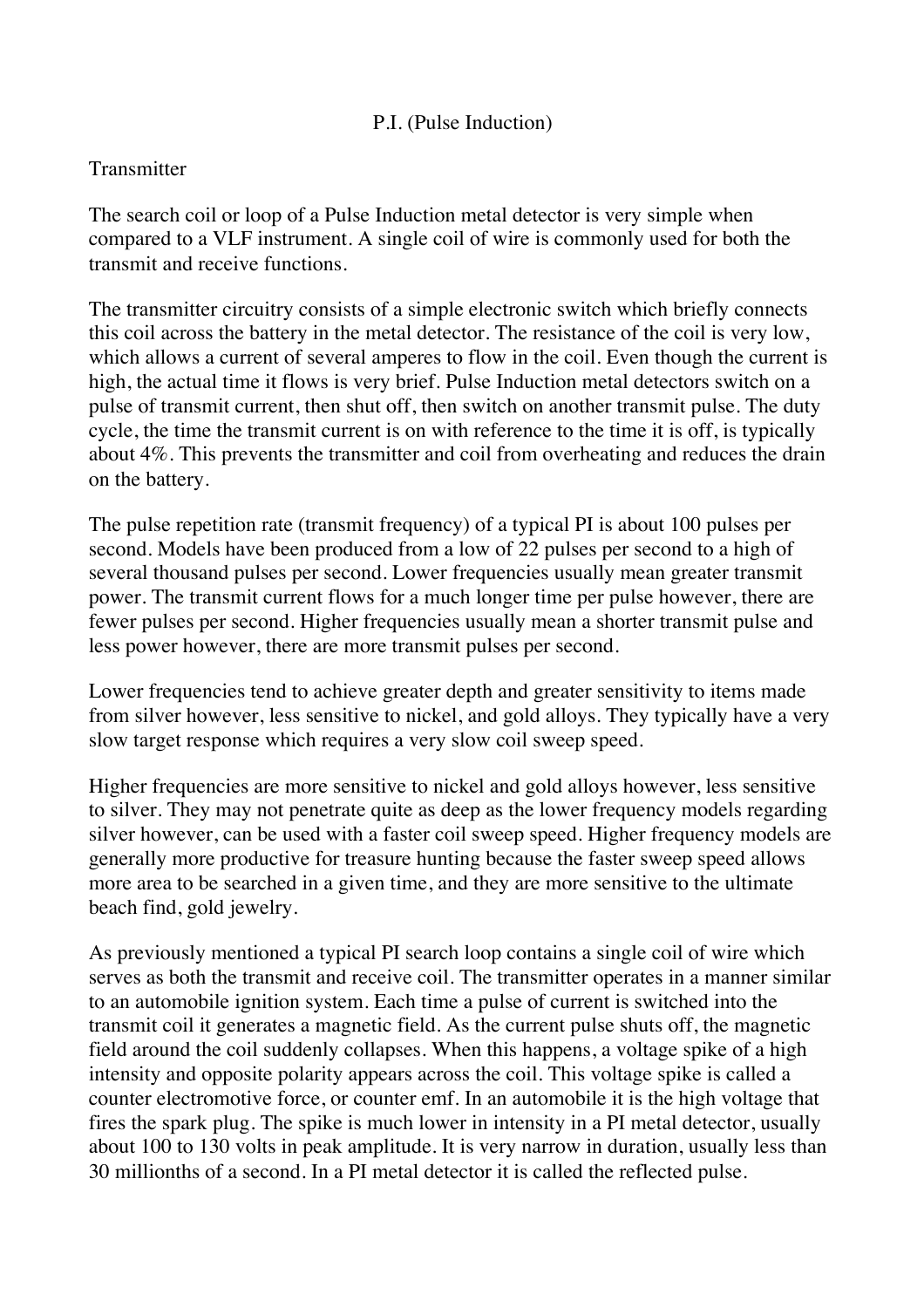# P.I. (Pulse Induction)

## Transmitter

The search coil or loop of a Pulse Induction metal detector is very simple when compared to a VLF instrument. A single coil of wire is commonly used for both the transmit and receive functions.

The transmitter circuitry consists of a simple electronic switch which briefly connects this coil across the battery in the metal detector. The resistance of the coil is very low, which allows a current of several amperes to flow in the coil. Even though the current is high, the actual time it flows is very brief. Pulse Induction metal detectors switch on a pulse of transmit current, then shut off, then switch on another transmit pulse. The duty cycle, the time the transmit current is on with reference to the time it is off, is typically about 4%. This prevents the transmitter and coil from overheating and reduces the drain on the battery.

The pulse repetition rate (transmit frequency) of a typical PI is about 100 pulses per second. Models have been produced from a low of 22 pulses per second to a high of several thousand pulses per second. Lower frequencies usually mean greater transmit power. The transmit current flows for a much longer time per pulse however, there are fewer pulses per second. Higher frequencies usually mean a shorter transmit pulse and less power however, there are more transmit pulses per second.

Lower frequencies tend to achieve greater depth and greater sensitivity to items made from silver however, less sensitive to nickel, and gold alloys. They typically have a very slow target response which requires a very slow coil sweep speed.

Higher frequencies are more sensitive to nickel and gold alloys however, less sensitive to silver. They may not penetrate quite as deep as the lower frequency models regarding silver however, can be used with a faster coil sweep speed. Higher frequency models are generally more productive for treasure hunting because the faster sweep speed allows more area to be searched in a given time, and they are more sensitive to the ultimate beach find, gold jewelry.

As previously mentioned a typical PI search loop contains a single coil of wire which serves as both the transmit and receive coil. The transmitter operates in a manner similar to an automobile ignition system. Each time a pulse of current is switched into the transmit coil it generates a magnetic field. As the current pulse shuts off, the magnetic field around the coil suddenly collapses. When this happens, a voltage spike of a high intensity and opposite polarity appears across the coil. This voltage spike is called a counter electromotive force, or counter emf. In an automobile it is the high voltage that fires the spark plug. The spike is much lower in intensity in a PI metal detector, usually about 100 to 130 volts in peak amplitude. It is very narrow in duration, usually less than 30 millionths of a second. In a PI metal detector it is called the reflected pulse.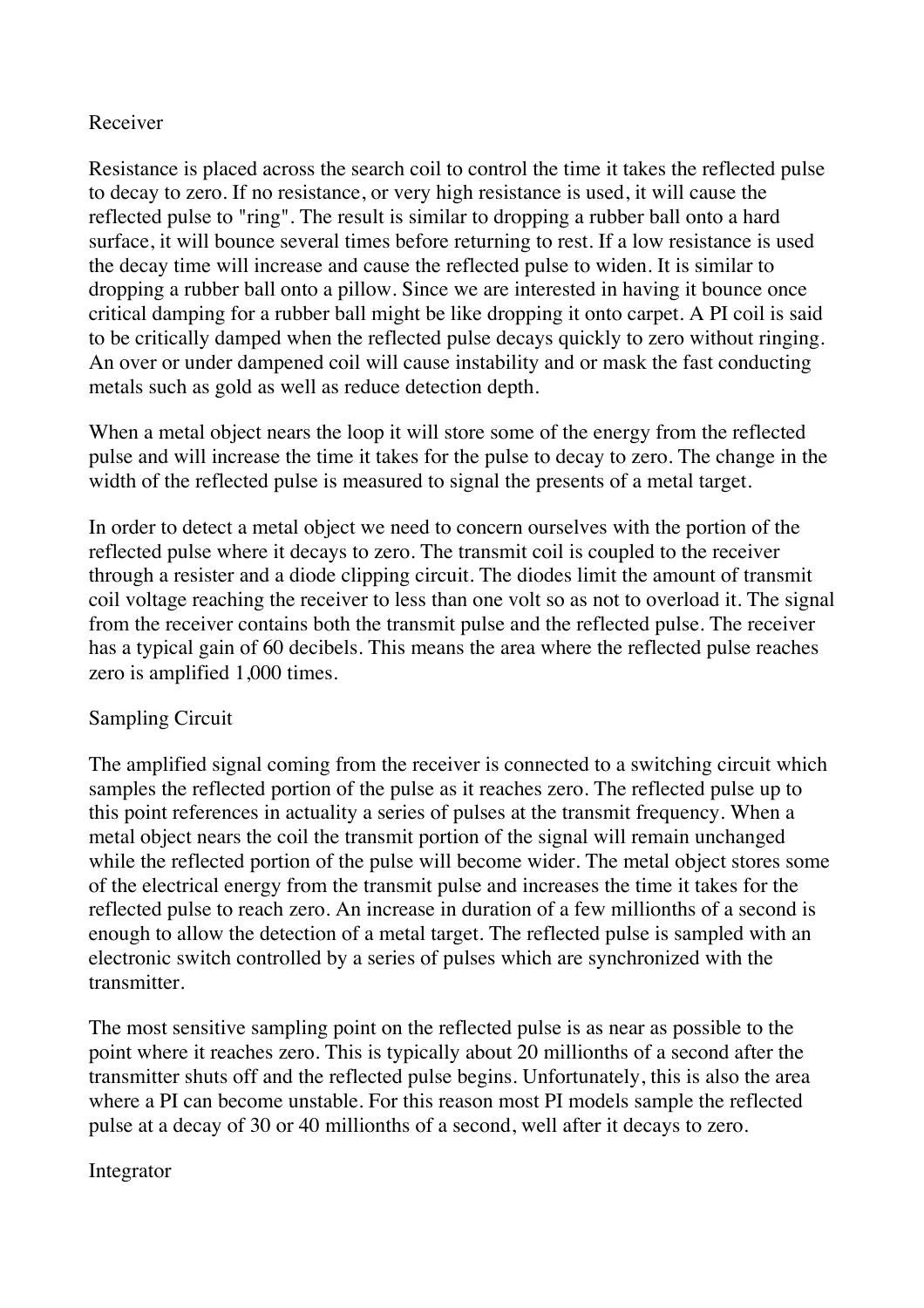## Receiver

Resistance is placed across the search coil to control the time it takes the reflected pulse to decay to zero. If no resistance, or very high resistance is used, it will cause the reflected pulse to "ring". The result is similar to dropping a rubber ball onto a hard surface, it will bounce several times before returning to rest. If a low resistance is used the decay time will increase and cause the reflected pulse to widen. It is similar to dropping a rubber ball onto a pillow. Since we are interested in having it bounce once critical damping for a rubber ball might be like dropping it onto carpet. A PI coil is said to be critically damped when the reflected pulse decays quickly to zero without ringing. An over or under dampened coil will cause instability and or mask the fast conducting metals such as gold as well as reduce detection depth.

When a metal object nears the loop it will store some of the energy from the reflected pulse and will increase the time it takes for the pulse to decay to zero. The change in the width of the reflected pulse is measured to signal the presents of a metal target.

In order to detect a metal object we need to concern ourselves with the portion of the reflected pulse where it decays to zero. The transmit coil is coupled to the receiver through a resister and a diode clipping circuit. The diodes limit the amount of transmit coil voltage reaching the receiver to less than one volt so as not to overload it. The signal from the receiver contains both the transmit pulse and the reflected pulse. The receiver has a typical gain of 60 decibels. This means the area where the reflected pulse reaches zero is amplified 1,000 times.

## Sampling Circuit

The amplified signal coming from the receiver is connected to a switching circuit which samples the reflected portion of the pulse as it reaches zero. The reflected pulse up to this point references in actuality a series of pulses at the transmit frequency. When a metal object nears the coil the transmit portion of the signal will remain unchanged while the reflected portion of the pulse will become wider. The metal object stores some of the electrical energy from the transmit pulse and increases the time it takes for the reflected pulse to reach zero. An increase in duration of a few millionths of a second is enough to allow the detection of a metal target. The reflected pulse is sampled with an electronic switch controlled by a series of pulses which are synchronized with the transmitter.

The most sensitive sampling point on the reflected pulse is as near as possible to the point where it reaches zero. This is typically about 20 millionths of a second after the transmitter shuts off and the reflected pulse begins. Unfortunately, this is also the area where a PI can become unstable. For this reason most PI models sample the reflected pulse at a decay of 30 or 40 millionths of a second, well after it decays to zero.

## Integrator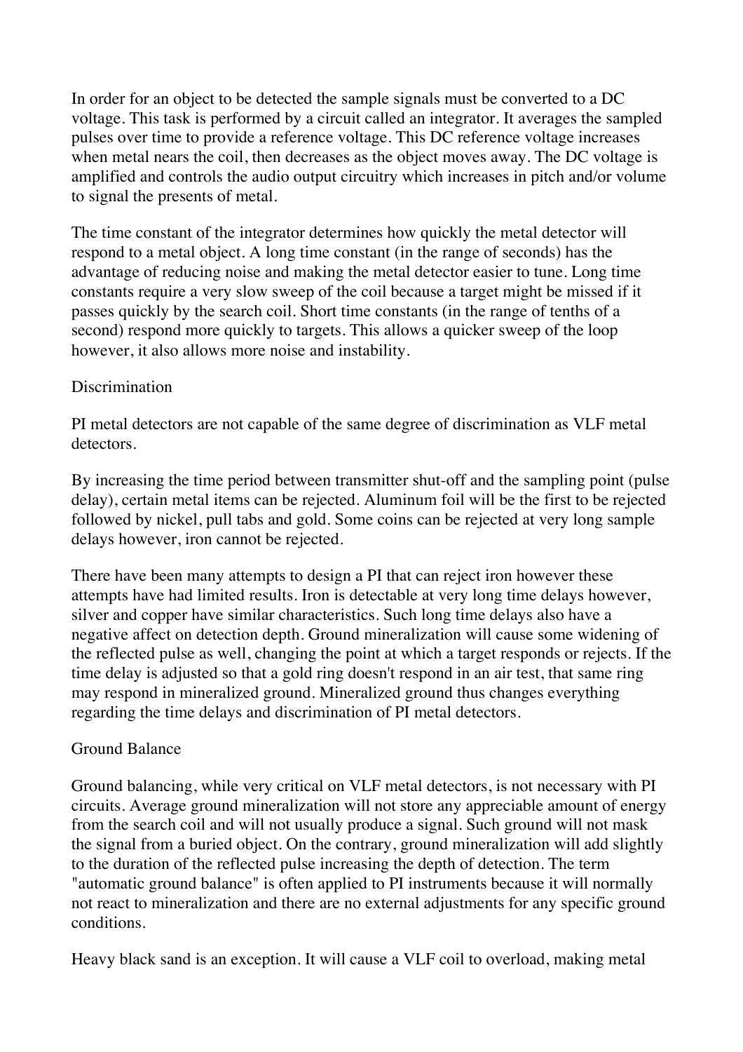In order for an object to be detected the sample signals must be converted to a DC voltage. This task is performed by a circuit called an integrator. It averages the sampled pulses over time to provide a reference voltage. This DC reference voltage increases when metal nears the coil, then decreases as the object moves away. The DC voltage is amplified and controls the audio output circuitry which increases in pitch and/or volume to signal the presents of metal.

The time constant of the integrator determines how quickly the metal detector will respond to a metal object. A long time constant (in the range of seconds) has the advantage of reducing noise and making the metal detector easier to tune. Long time constants require a very slow sweep of the coil because a target might be missed if it passes quickly by the search coil. Short time constants (in the range of tenths of a second) respond more quickly to targets. This allows a quicker sweep of the loop however, it also allows more noise and instability.

## Discrimination

PI metal detectors are not capable of the same degree of discrimination as VLF metal detectors.

By increasing the time period between transmitter shut-off and the sampling point (pulse delay), certain metal items can be rejected. Aluminum foil will be the first to be rejected followed by nickel, pull tabs and gold. Some coins can be rejected at very long sample delays however, iron cannot be rejected.

There have been many attempts to design a PI that can reject iron however these attempts have had limited results. Iron is detectable at very long time delays however, silver and copper have similar characteristics. Such long time delays also have a negative affect on detection depth. Ground mineralization will cause some widening of the reflected pulse as well, changing the point at which a target responds or rejects. If the time delay is adjusted so that a gold ring doesn't respond in an air test, that same ring may respond in mineralized ground. Mineralized ground thus changes everything regarding the time delays and discrimination of PI metal detectors.

## Ground Balance

Ground balancing, while very critical on VLF metal detectors, is not necessary with PI circuits. Average ground mineralization will not store any appreciable amount of energy from the search coil and will not usually produce a signal. Such ground will not mask the signal from a buried object. On the contrary, ground mineralization will add slightly to the duration of the reflected pulse increasing the depth of detection. The term "automatic ground balance" is often applied to PI instruments because it will normally not react to mineralization and there are no external adjustments for any specific ground conditions.

Heavy black sand is an exception. It will cause a VLF coil to overload, making metal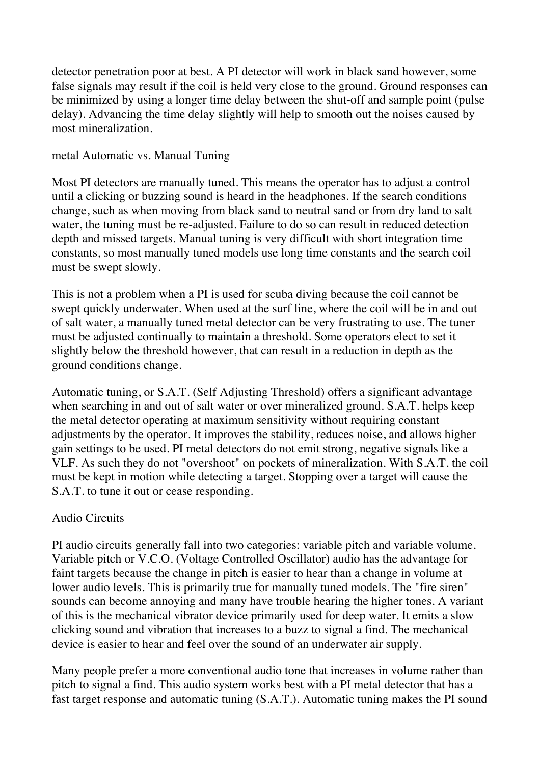detector penetration poor at best. A PI detector will work in black sand however, some false signals may result if the coil is held very close to the ground. Ground responses can be minimized by using a longer time delay between the shut-off and sample point (pulse delay). Advancing the time delay slightly will help to smooth out the noises caused by most mineralization.

## metal Automatic vs. Manual Tuning

Most PI detectors are manually tuned. This means the operator has to adjust a control until a clicking or buzzing sound is heard in the headphones. If the search conditions change, such as when moving from black sand to neutral sand or from dry land to salt water, the tuning must be re-adjusted. Failure to do so can result in reduced detection depth and missed targets. Manual tuning is very difficult with short integration time constants, so most manually tuned models use long time constants and the search coil must be swept slowly.

This is not a problem when a PI is used for scuba diving because the coil cannot be swept quickly underwater. When used at the surf line, where the coil will be in and out of salt water, a manually tuned metal detector can be very frustrating to use. The tuner must be adjusted continually to maintain a threshold. Some operators elect to set it slightly below the threshold however, that can result in a reduction in depth as the ground conditions change.

Automatic tuning, or S.A.T. (Self Adjusting Threshold) offers a significant advantage when searching in and out of salt water or over mineralized ground. S.A.T. helps keep the metal detector operating at maximum sensitivity without requiring constant adjustments by the operator. It improves the stability, reduces noise, and allows higher gain settings to be used. PI metal detectors do not emit strong, negative signals like a VLF. As such they do not "overshoot" on pockets of mineralization. With S.A.T. the coil must be kept in motion while detecting a target. Stopping over a target will cause the S.A.T. to tune it out or cease responding.

## Audio Circuits

PI audio circuits generally fall into two categories: variable pitch and variable volume. Variable pitch or V.C.O. (Voltage Controlled Oscillator) audio has the advantage for faint targets because the change in pitch is easier to hear than a change in volume at lower audio levels. This is primarily true for manually tuned models. The "fire siren" sounds can become annoying and many have trouble hearing the higher tones. A variant of this is the mechanical vibrator device primarily used for deep water. It emits a slow clicking sound and vibration that increases to a buzz to signal a find. The mechanical device is easier to hear and feel over the sound of an underwater air supply.

Many people prefer a more conventional audio tone that increases in volume rather than pitch to signal a find. This audio system works best with a PI metal detector that has a fast target response and automatic tuning (S.A.T.). Automatic tuning makes the PI sound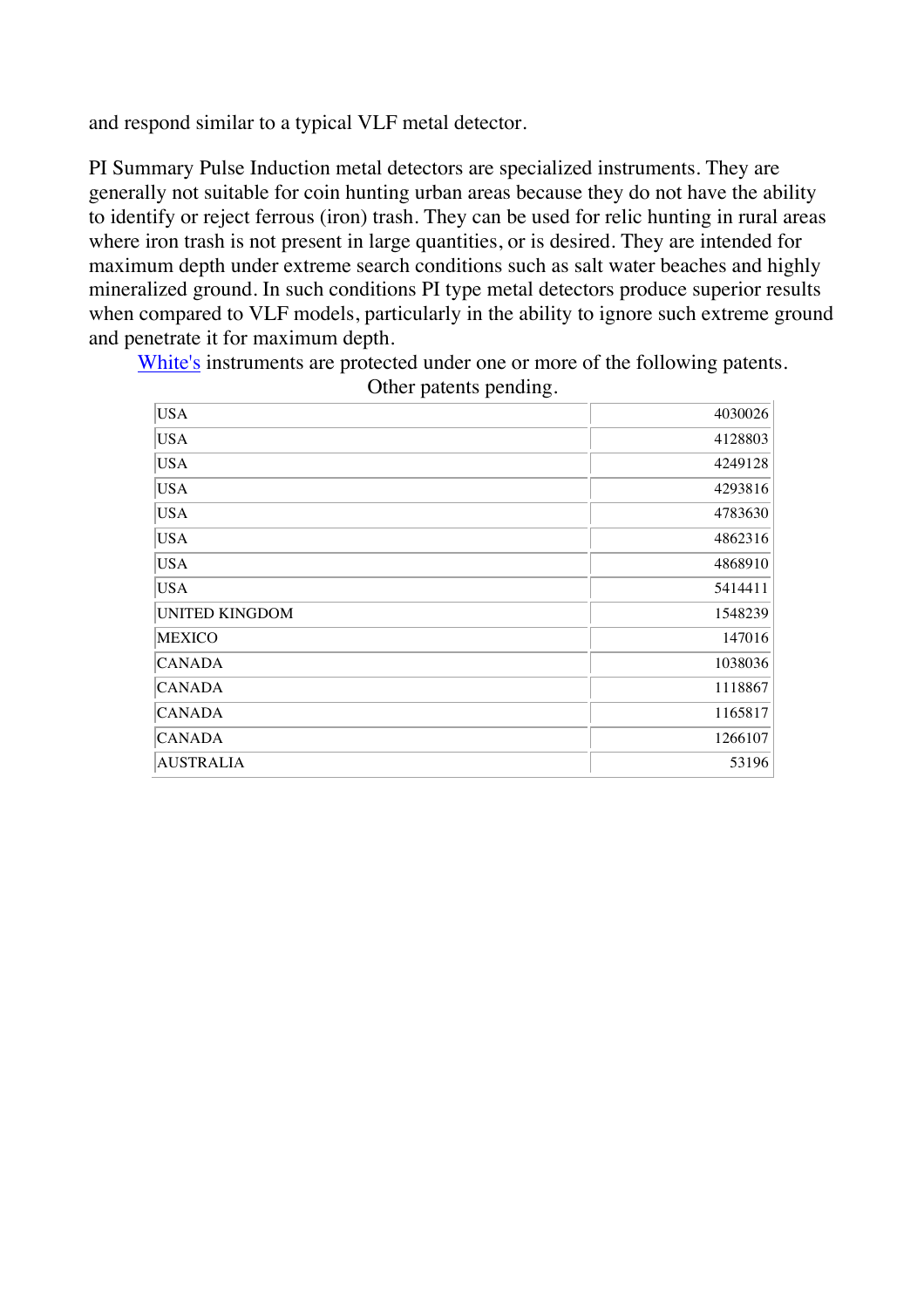and respond similar to a typical VLF metal detector.

PI Summary Pulse Induction metal detectors are specialized instruments. They are generally not suitable for coin hunting urban areas because they do not have the ability to identify or reject ferrous (iron) trash. They can be used for relic hunting in rural areas where iron trash is not present in large quantities, or is desired. They are intended for maximum depth under extreme search conditions such as salt water beaches and highly mineralized ground. In such conditions PI type metal detectors produce superior results when compared to VLF models, particularly in the ability to ignore such extreme ground and penetrate it for maximum depth.

White's instruments are protected under one or more of the following patents. Other patents pending.

| | |
|---|---|
| USA | 4030026 |
| USA | 4128803 |
| USA | 4249128 |
| USA | 4293816 |
| USA | 4783630 |
| USA | 4862316 |
| USA | 4868910 |
| USA | 5414411 |
| UNITED KINGDOM | 1548239 |
| MEXICO | 147016 |
| CANADA | 1038036 |
| CANADA | 1118867 |
| CANADA | 1165817 |
| CANADA | 1266107 |
| AUSTRALIA | 53196 |